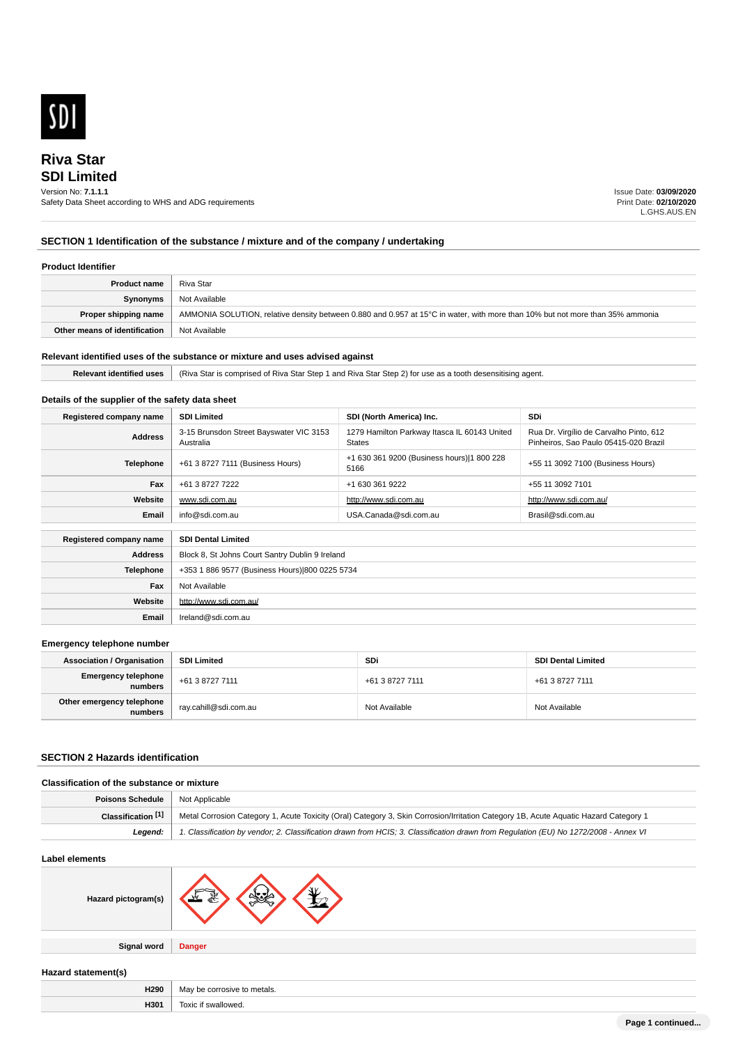# Riva Star
## SDI Limited

Version No: **7.1.1.1**
Safety Data Sheet according to WHS and ADG requirements

Issue Date: **03/09/2020**
Print Date: **02/10/2020**
L.GHS.AUS.EN

## SECTION 1 Identification of the substance / mixture and of the company / undertaking

### Product Identifier

| | |
|---|---|
| **Product name** | Riva Star |
| **Synonyms** | Not Available |
| **Proper shipping name** | AMMONIA SOLUTION, relative density between 0.880 and 0.957 at 15°C in water, with more than 10% but not more than 35% ammonia |
| **Other means of identification** | Not Available |

### Relevant identified uses of the substance or mixture and uses advised against

| | |
|---|---|
| **Relevant identified uses** | (Riva Star is comprised of Riva Star Step 1 and Riva Star Step 2) for use as a tooth desensitising agent. |

### Details of the supplier of the safety data sheet

| **Registered company name** | **SDI Limited** | **SDI (North America) Inc.** | **SDi** |
|---|---|---|---|
| **Address** | 3-15 Brunsdon Street Bayswater VIC 3153 Australia | 1279 Hamilton Parkway Itasca IL 60143 United States | Rua Dr. Virgílio de Carvalho Pinto, 612 Pinheiros, Sao Paulo 05415-020 Brazil |
| **Telephone** | +61 3 8727 7111 (Business Hours) | +1 630 361 9200 (Business hours)\|1 800 228 5166 | +55 11 3092 7100 (Business Hours) |
| **Fax** | +61 3 8727 7222 | +1 630 361 9222 | +55 11 3092 7101 |
| **Website** | www.sdi.com.au | http://www.sdi.com.au | http://www.sdi.com.au/ |
| **Email** | info@sdi.com.au | USA.Canada@sdi.com.au | Brasil@sdi.com.au |

| **Registered company name** | **SDI Dental Limited** |
|---|---|
| **Address** | Block 8, St Johns Court Santry Dublin 9 Ireland |
| **Telephone** | +353 1 886 9577 (Business Hours)\|800 0225 5734 |
| **Fax** | Not Available |
| **Website** | http://www.sdi.com.au/ |
| **Email** | Ireland@sdi.com.au |

### Emergency telephone number

| **Association / Organisation** | **SDI Limited** | **SDi** | **SDI Dental Limited** |
|---|---|---|---|
| **Emergency telephone numbers** | +61 3 8727 7111 | +61 3 8727 7111 | +61 3 8727 7111 |
| **Other emergency telephone numbers** | ray.cahill@sdi.com.au | Not Available | Not Available |

## SECTION 2 Hazards identification

### Classification of the substance or mixture

| | |
|---|---|
| **Poisons Schedule** | Not Applicable |
| **Classification [1]** | Metal Corrosion Category 1, Acute Toxicity (Oral) Category 3, Skin Corrosion/Irritation Category 1B, Acute Aquatic Hazard Category 1 |
| ***Legend:*** | *1. Classification by vendor; 2. Classification drawn from HCIS; 3. Classification drawn from Regulation (EU) No 1272/2008 - Annex VI* |

### Label elements

| | |
|---|---|
| **Hazard pictogram(s)** | |
| **Signal word** | **Danger** |

### Hazard statement(s)

| | |
|---|---|
| **H290** | May be corrosive to metals. |
| **H301** | Toxic if swallowed. |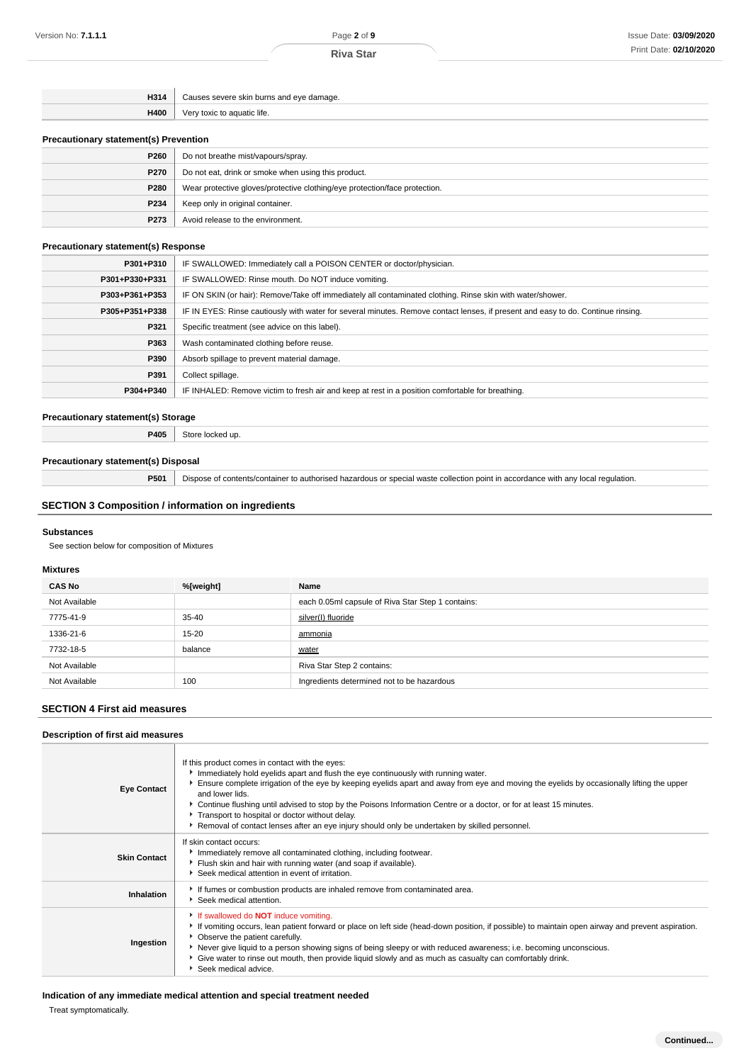| | |
|---|---|
| **H314** | Causes severe skin burns and eye damage. |
| **H400** | Very toxic to aquatic life. |

### Precautionary statement(s) Prevention

| | |
|---|---|
| **P260** | Do not breathe mist/vapours/spray. |
| **P270** | Do not eat, drink or smoke when using this product. |
| **P280** | Wear protective gloves/protective clothing/eye protection/face protection. |
| **P234** | Keep only in original container. |
| **P273** | Avoid release to the environment. |

### Precautionary statement(s) Response

| | |
|---|---|
| **P301+P310** | IF SWALLOWED: Immediately call a POISON CENTER or doctor/physician. |
| **P301+P330+P331** | IF SWALLOWED: Rinse mouth. Do NOT induce vomiting. |
| **P303+P361+P353** | IF ON SKIN (or hair): Remove/Take off immediately all contaminated clothing. Rinse skin with water/shower. |
| **P305+P351+P338** | IF IN EYES: Rinse cautiously with water for several minutes. Remove contact lenses, if present and easy to do. Continue rinsing. |
| **P321** | Specific treatment (see advice on this label). |
| **P363** | Wash contaminated clothing before reuse. |
| **P390** | Absorb spillage to prevent material damage. |
| **P391** | Collect spillage. |
| **P304+P340** | IF INHALED: Remove victim to fresh air and keep at rest in a position comfortable for breathing. |

### Precautionary statement(s) Storage

| | |
|---|---|
| **P405** | Store locked up. |

### Precautionary statement(s) Disposal

| | |
|---|---|
| **P501** | Dispose of contents/container to authorised hazardous or special waste collection point in accordance with any local regulation. |

## SECTION 3 Composition / information on ingredients

### Substances

See section below for composition of Mixtures

### Mixtures

| CAS No | %[weight] | Name |
|---|---|---|
| Not Available | | each 0.05ml capsule of Riva Star Step 1 contains: |
| 7775-41-9 | 35-40 | silver(I) fluoride |
| 1336-21-6 | 15-20 | ammonia |
| 7732-18-5 | balance | water |
| Not Available | | Riva Star Step 2 contains: |
| Not Available | 100 | Ingredients determined not to be hazardous |

## SECTION 4 First aid measures

### Description of first aid measures

| | |
|---|---|
| **Eye Contact** | If this product comes in contact with the eyes:<br>- Immediately hold eyelids apart and flush the eye continuously with running water.<br>- Ensure complete irrigation of the eye by keeping eyelids apart and away from eye and moving the eyelids by occasionally lifting the upper and lower lids.<br>- Continue flushing until advised to stop by the Poisons Information Centre or a doctor, or for at least 15 minutes.<br>- Transport to hospital or doctor without delay.<br>- Removal of contact lenses after an eye injury should only be undertaken by skilled personnel. |
| **Skin Contact** | If skin contact occurs:<br>- Immediately remove all contaminated clothing, including footwear.<br>- Flush skin and hair with running water (and soap if available).<br>- Seek medical attention in event of irritation. |
| **Inhalation** | - If fumes or combustion products are inhaled remove from contaminated area.<br>- Seek medical attention. |
| **Ingestion** | - If swallowed do **NOT** induce vomiting.<br>- If vomiting occurs, lean patient forward or place on left side (head-down position, if possible) to maintain open airway and prevent aspiration.<br>- Observe the patient carefully.<br>- Never give liquid to a person showing signs of being sleepy or with reduced awareness; i.e. becoming unconscious.<br>- Give water to rinse out mouth, then provide liquid slowly and as much as casualty can comfortably drink.<br>- Seek medical advice. |

### Indication of any immediate medical attention and special treatment needed

Treat symptomatically.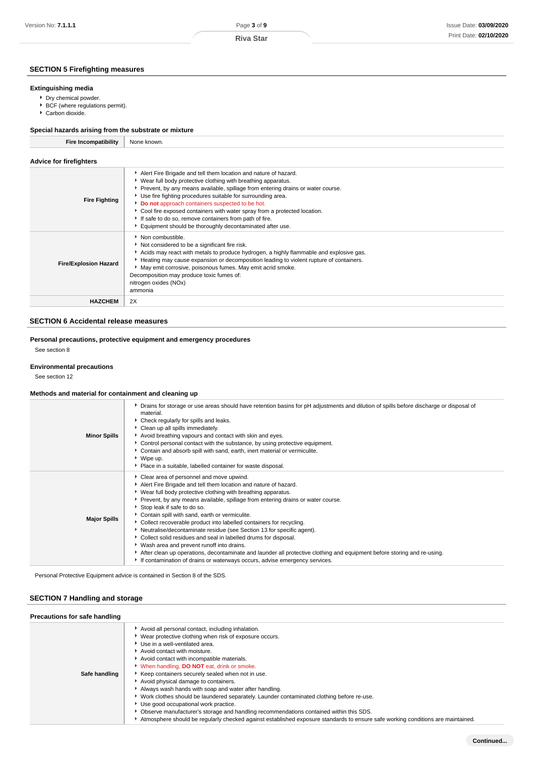## SECTION 5 Firefighting measures

### Extinguishing media

- Dry chemical powder.
- BCF (where regulations permit).
- Carbon dioxide.

### Special hazards arising from the substrate or mixture

| Fire Incompatibility | None known. |
|---|---|

### Advice for firefighters

| | |
|---|---|
| **Fire Fighting** | ▸ Alert Fire Brigade and tell them location and nature of hazard.<br>▸ Wear full body protective clothing with breathing apparatus.<br>▸ Prevent, by any means available, spillage from entering drains or water course.<br>▸ Use fire fighting procedures suitable for surrounding area.<br>▸ **Do not** approach containers suspected to be hot.<br>▸ Cool fire exposed containers with water spray from a protected location.<br>▸ If safe to do so, remove containers from path of fire.<br>▸ Equipment should be thoroughly decontaminated after use. |
| **Fire/Explosion Hazard** | ▸ Non combustible.<br>▸ Not considered to be a significant fire risk.<br>▸ Acids may react with metals to produce hydrogen, a highly flammable and explosive gas.<br>▸ Heating may cause expansion or decomposition leading to violent rupture of containers.<br>▸ May emit corrosive, poisonous fumes. May emit acrid smoke.<br>Decomposition may produce toxic fumes of:<br>nitrogen oxides (NOx)<br>ammonia |
| **HAZCHEM** | 2X |

## SECTION 6 Accidental release measures

### Personal precautions, protective equipment and emergency procedures

See section 8

### Environmental precautions

See section 12

### Methods and material for containment and cleaning up

| | |
|---|---|
| **Minor Spills** | ▸ Drains for storage or use areas should have retention basins for pH adjustments and dilution of spills before discharge or disposal of material.<br>▸ Check regularly for spills and leaks.<br>▸ Clean up all spills immediately.<br>▸ Avoid breathing vapours and contact with skin and eyes.<br>▸ Control personal contact with the substance, by using protective equipment.<br>▸ Contain and absorb spill with sand, earth, inert material or vermiculite.<br>▸ Wipe up.<br>▸ Place in a suitable, labelled container for waste disposal. |
| **Major Spills** | ▸ Clear area of personnel and move upwind.<br>▸ Alert Fire Brigade and tell them location and nature of hazard.<br>▸ Wear full body protective clothing with breathing apparatus.<br>▸ Prevent, by any means available, spillage from entering drains or water course.<br>▸ Stop leak if safe to do so.<br>▸ Contain spill with sand, earth or vermiculite.<br>▸ Collect recoverable product into labelled containers for recycling.<br>▸ Neutralise/decontaminate residue (see Section 13 for specific agent).<br>▸ Collect solid residues and seal in labelled drums for disposal.<br>▸ Wash area and prevent runoff into drains.<br>▸ After clean up operations, decontaminate and launder all protective clothing and equipment before storing and re-using.<br>▸ If contamination of drains or waterways occurs, advise emergency services. |

Personal Protective Equipment advice is contained in Section 8 of the SDS.

## SECTION 7 Handling and storage

### Precautions for safe handling

| | |
|---|---|
| **Safe handling** | ▸ Avoid all personal contact, including inhalation.<br>▸ Wear protective clothing when risk of exposure occurs.<br>▸ Use in a well-ventilated area.<br>▸ Avoid contact with moisture.<br>▸ Avoid contact with incompatible materials.<br>▸ When handling, **DO NOT** eat, drink or smoke.<br>▸ Keep containers securely sealed when not in use.<br>▸ Avoid physical damage to containers.<br>▸ Always wash hands with soap and water after handling.<br>▸ Work clothes should be laundered separately. Launder contaminated clothing before re-use.<br>▸ Use good occupational work practice.<br>▸ Observe manufacturer's storage and handling recommendations contained within this SDS.<br>▸ Atmosphere should be regularly checked against established exposure standards to ensure safe working conditions are maintained. |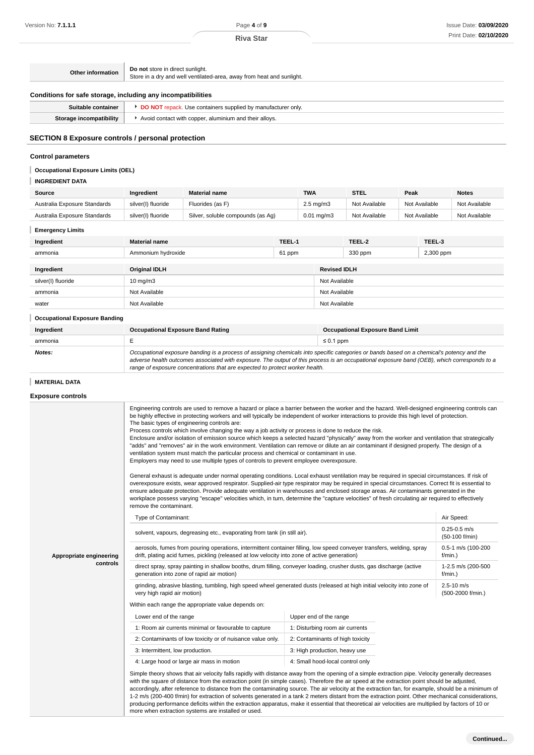| Other information | **Do not** store in direct sunlight.<br>Store in a dry and well ventilated-area, away from heat and sunlight. |
|---|---|

### Conditions for safe storage, including any incompatibilities

| Suitable container | **DO NOT** repack. Use containers supplied by manufacturer only. |
|---|---|
| Storage incompatibility | Avoid contact with copper, aluminium and their alloys. |

## SECTION 8 Exposure controls / personal protection

### Control parameters

#### Occupational Exposure Limits (OEL)

#### INGREDIENT DATA

| Source | Ingredient | Material name | TWA | STEL | Peak | Notes |
|---|---|---|---|---|---|---|
| Australia Exposure Standards | silver(I) fluoride | Fluorides (as F) | 2.5 mg/m3 | Not Available | Not Available | Not Available |
| Australia Exposure Standards | silver(I) fluoride | Silver, soluble compounds (as Ag) | 0.01 mg/m3 | Not Available | Not Available | Not Available |

#### Emergency Limits

| Ingredient | Material name | TEEL-1 | TEEL-2 | TEEL-3 |
|---|---|---|---|---|
| ammonia | Ammonium hydroxide | 61 ppm | 330 ppm | 2,300 ppm |

| Ingredient | Original IDLH | Revised IDLH |
|---|---|---|
| silver(I) fluoride | 10 mg/m3 | Not Available |
| ammonia | Not Available | Not Available |
| water | Not Available | Not Available |

#### Occupational Exposure Banding

| Ingredient | Occupational Exposure Band Rating | Occupational Exposure Band Limit |
|---|---|---|
| ammonia | E | ≤ 0.1 ppm |
| ***Notes:*** | *Occupational exposure banding is a process of assigning chemicals into specific categories or bands based on a chemical's potency and the adverse health outcomes associated with exposure. The output of this process is an occupational exposure band (OEB), which corresponds to a range of exposure concentrations that are expected to protect worker health.* | |

#### MATERIAL DATA

### Exposure controls

**Appropriate engineering controls**

Engineering controls are used to remove a hazard or place a barrier between the worker and the hazard. Well-designed engineering controls can be highly effective in protecting workers and will typically be independent of worker interactions to provide this high level of protection.
The basic types of engineering controls are:
Process controls which involve changing the way a job activity or process is done to reduce the risk.
Enclosure and/or isolation of emission source which keeps a selected hazard "physically" away from the worker and ventilation that strategically "adds" and "removes" air in the work environment. Ventilation can remove or dilute an air contaminant if designed properly. The design of a ventilation system must match the particular process and chemical or contaminant in use.
Employers may need to use multiple types of controls to prevent employee overexposure.

General exhaust is adequate under normal operating conditions. Local exhaust ventilation may be required in special circumstances. If risk of overexposure exists, wear approved respirator. Supplied-air type respirator may be required in special circumstances. Correct fit is essential to ensure adequate protection. Provide adequate ventilation in warehouses and enclosed storage areas. Air contaminants generated in the workplace possess varying "escape" velocities which, in turn, determine the "capture velocities" of fresh circulating air required to effectively remove the contaminant.

| Type of Contaminant: | Air Speed: |
|---|---|
| solvent, vapours, degreasing etc., evaporating from tank (in still air). | 0.25-0.5 m/s (50-100 f/min) |
| aerosols, fumes from pouring operations, intermittent container filling, low speed conveyer transfers, welding, spray drift, plating acid fumes, pickling (released at low velocity into zone of active generation) | 0.5-1 m/s (100-200 f/min.) |
| direct spray, spray painting in shallow booths, drum filling, conveyer loading, crusher dusts, gas discharge (active generation into zone of rapid air motion) | 1-2.5 m/s (200-500 f/min.) |
| grinding, abrasive blasting, tumbling, high speed wheel generated dusts (released at high initial velocity into zone of very high rapid air motion) | 2.5-10 m/s (500-2000 f/min.) |

Within each range the appropriate value depends on:

| Lower end of the range | Upper end of the range |
|---|---|
| 1: Room air currents minimal or favourable to capture | 1: Disturbing room air currents |
| 2: Contaminants of low toxicity or of nuisance value only. | 2: Contaminants of high toxicity |
| 3: Intermittent, low production. | 3: High production, heavy use |
| 4: Large hood or large air mass in motion | 4: Small hood-local control only |

Simple theory shows that air velocity falls rapidly with distance away from the opening of a simple extraction pipe. Velocity generally decreases with the square of distance from the extraction point (in simple cases). Therefore the air speed at the extraction point should be adjusted, accordingly, after reference to distance from the contaminating source. The air velocity at the extraction fan, for example, should be a minimum of 1-2 m/s (200-400 f/min) for extraction of solvents generated in a tank 2 meters distant from the extraction point. Other mechanical considerations, producing performance deficits within the extraction apparatus, make it essential that theoretical air velocities are multiplied by factors of 10 or more when extraction systems are installed or used.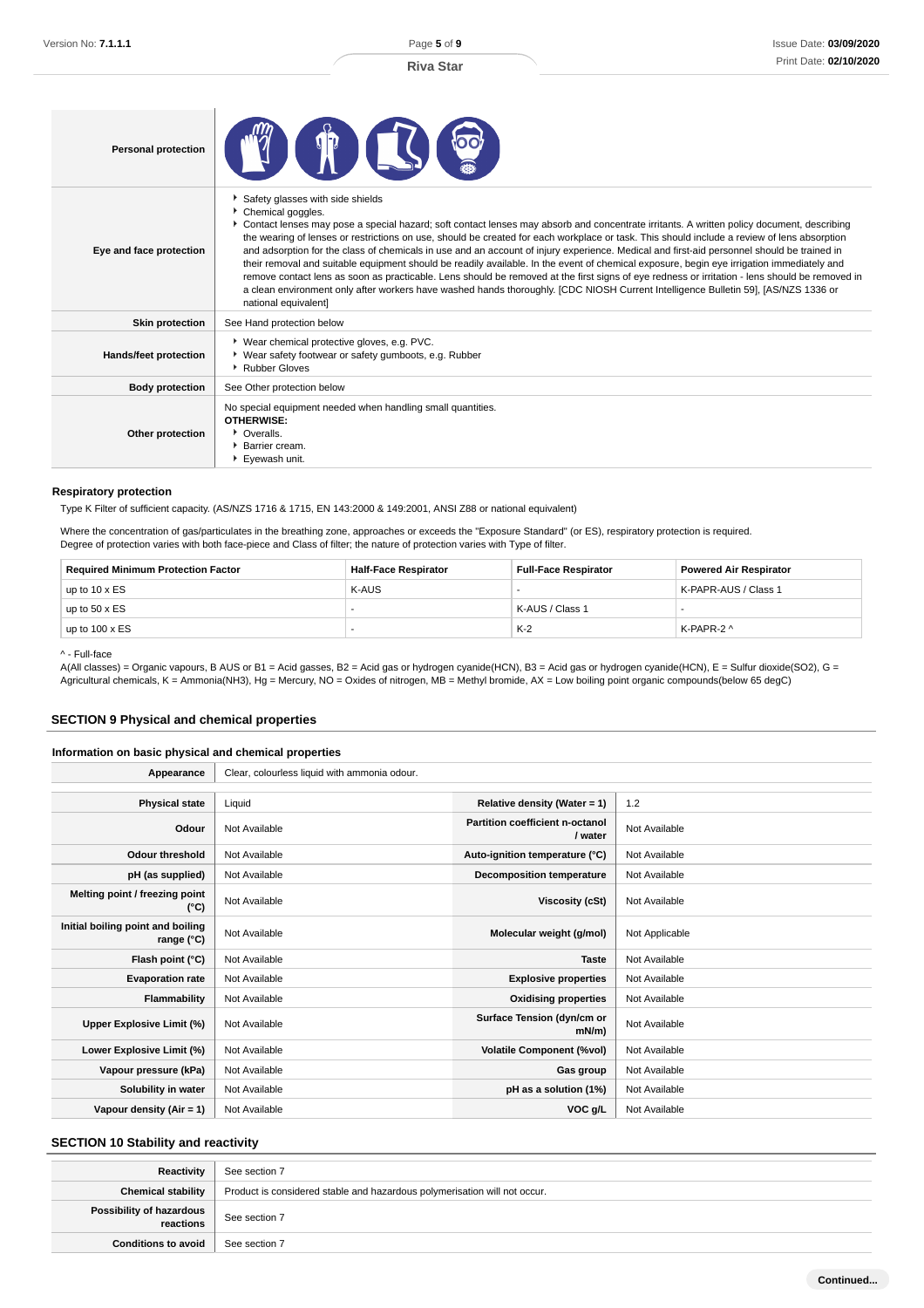| | |
|---|---|
| **Personal protection** | |
| **Eye and face protection** | - Safety glasses with side shields<br>- Chemical goggles.<br>- Contact lenses may pose a special hazard; soft contact lenses may absorb and concentrate irritants. A written policy document, describing the wearing of lenses or restrictions on use, should be created for each workplace or task. This should include a review of lens absorption and adsorption for the class of chemicals in use and an account of injury experience. Medical and first-aid personnel should be trained in their removal and suitable equipment should be readily available. In the event of chemical exposure, begin eye irrigation immediately and remove contact lens as soon as practicable. Lens should be removed at the first signs of eye redness or irritation - lens should be removed in a clean environment only after workers have washed hands thoroughly. [CDC NIOSH Current Intelligence Bulletin 59], [AS/NZS 1336 or national equivalent] |
| **Skin protection** | See Hand protection below |
| **Hands/feet protection** | - Wear chemical protective gloves, e.g. PVC.<br>- Wear safety footwear or safety gumboots, e.g. Rubber<br>- Rubber Gloves |
| **Body protection** | See Other protection below |
| **Other protection** | No special equipment needed when handling small quantities.<br>**OTHERWISE:**<br>- Overalls.<br>- Barrier cream.<br>- Eyewash unit. |

### Respiratory protection

Type K Filter of sufficient capacity. (AS/NZS 1716 & 1715, EN 143:2000 & 149:2001, ANSI Z88 or national equivalent)

Where the concentration of gas/particulates in the breathing zone, approaches or exceeds the "Exposure Standard" (or ES), respiratory protection is required.
Degree of protection varies with both face-piece and Class of filter; the nature of protection varies with Type of filter.

| Required Minimum Protection Factor | Half-Face Respirator | Full-Face Respirator | Powered Air Respirator |
|---|---|---|---|
| up to 10 x ES | K-AUS | - | K-PAPR-AUS / Class 1 |
| up to 50 x ES | - | K-AUS / Class 1 | - |
| up to 100 x ES | - | K-2 | K-PAPR-2 ^ |

^ - Full-face
A(All classes) = Organic vapours, B AUS or B1 = Acid gasses, B2 = Acid gas or hydrogen cyanide(HCN), B3 = Acid gas or hydrogen cyanide(HCN), E = Sulfur dioxide(SO2), G = Agricultural chemicals, K = Ammonia(NH3), Hg = Mercury, NO = Oxides of nitrogen, MB = Methyl bromide, AX = Low boiling point organic compounds(below 65 degC)

## SECTION 9 Physical and chemical properties

### Information on basic physical and chemical properties

| | | | |
|---|---|---|---|
| **Appearance** | Clear, colourless liquid with ammonia odour. | | |
| **Physical state** | Liquid | **Relative density (Water = 1)** | 1.2 |
| **Odour** | Not Available | **Partition coefficient n-octanol / water** | Not Available |
| **Odour threshold** | Not Available | **Auto-ignition temperature (°C)** | Not Available |
| **pH (as supplied)** | Not Available | **Decomposition temperature** | Not Available |
| **Melting point / freezing point (°C)** | Not Available | **Viscosity (cSt)** | Not Available |
| **Initial boiling point and boiling range (°C)** | Not Available | **Molecular weight (g/mol)** | Not Applicable |
| **Flash point (°C)** | Not Available | **Taste** | Not Available |
| **Evaporation rate** | Not Available | **Explosive properties** | Not Available |
| **Flammability** | Not Available | **Oxidising properties** | Not Available |
| **Upper Explosive Limit (%)** | Not Available | **Surface Tension (dyn/cm or mN/m)** | Not Available |
| **Lower Explosive Limit (%)** | Not Available | **Volatile Component (%vol)** | Not Available |
| **Vapour pressure (kPa)** | Not Available | **Gas group** | Not Available |
| **Solubility in water** | Not Available | **pH as a solution (1%)** | Not Available |
| **Vapour density (Air = 1)** | Not Available | **VOC g/L** | Not Available |

## SECTION 10 Stability and reactivity

| | |
|---|---|
| **Reactivity** | See section 7 |
| **Chemical stability** | Product is considered stable and hazardous polymerisation will not occur. |
| **Possibility of hazardous reactions** | See section 7 |
| **Conditions to avoid** | See section 7 |

**Continued...**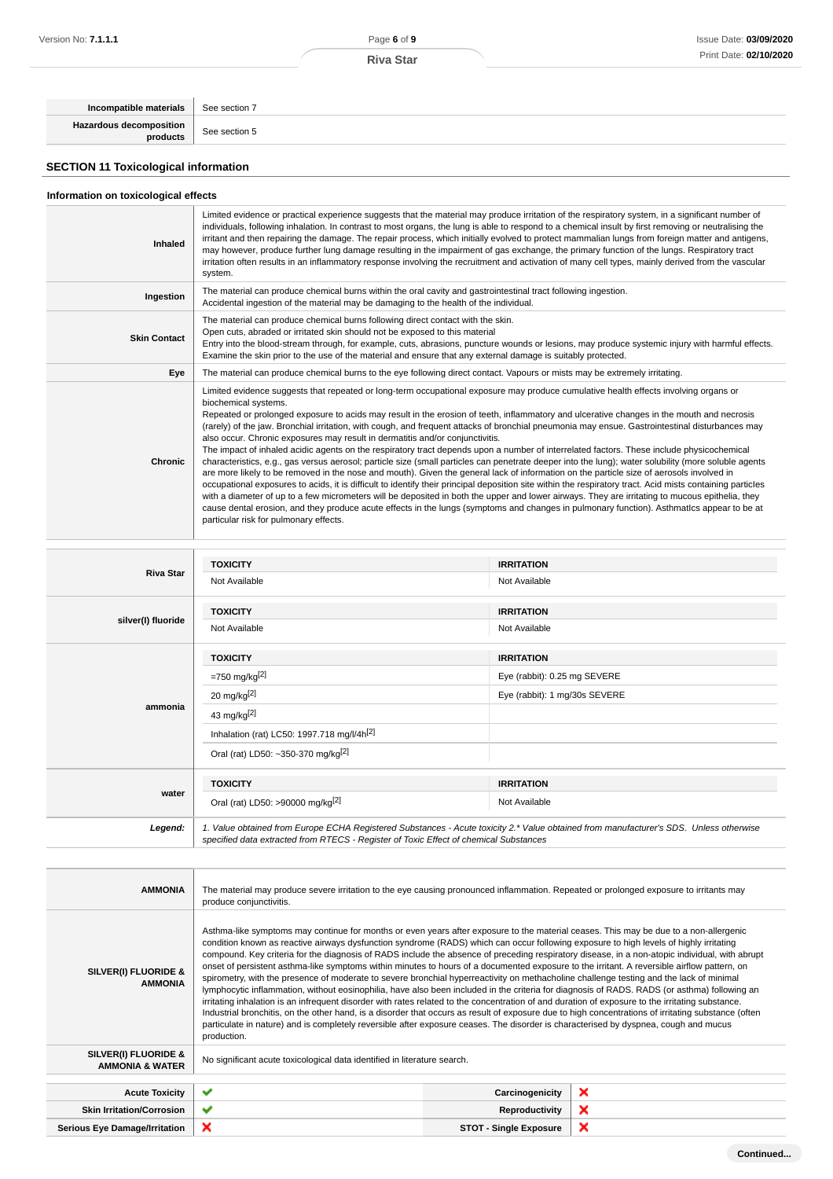| | |
|---|---|
| **Incompatible materials** | See section 7 |
| **Hazardous decomposition products** | See section 5 |

## SECTION 11 Toxicological information

### Information on toxicological effects

| | |
|---|---|
| **Inhaled** | Limited evidence or practical experience suggests that the material may produce irritation of the respiratory system, in a significant number of individuals, following inhalation. In contrast to most organs, the lung is able to respond to a chemical insult by first removing or neutralising the irritant and then repairing the damage. The repair process, which initially evolved to protect mammalian lungs from foreign matter and antigens, may however, produce further lung damage resulting in the impairment of gas exchange, the primary function of the lungs. Respiratory tract irritation often results in an inflammatory response involving the recruitment and activation of many cell types, mainly derived from the vascular system. |
| **Ingestion** | The material can produce chemical burns within the oral cavity and gastrointestinal tract following ingestion.<br>Accidental ingestion of the material may be damaging to the health of the individual. |
| **Skin Contact** | The material can produce chemical burns following direct contact with the skin.<br>Open cuts, abraded or irritated skin should not be exposed to this material<br>Entry into the blood-stream through, for example, cuts, abrasions, puncture wounds or lesions, may produce systemic injury with harmful effects. Examine the skin prior to the use of the material and ensure that any external damage is suitably protected. |
| **Eye** | The material can produce chemical burns to the eye following direct contact. Vapours or mists may be extremely irritating. |
| **Chronic** | Limited evidence suggests that repeated or long-term occupational exposure may produce cumulative health effects involving organs or biochemical systems.<br>Repeated or prolonged exposure to acids may result in the erosion of teeth, inflammatory and ulcerative changes in the mouth and necrosis (rarely) of the jaw. Bronchial irritation, with cough, and frequent attacks of bronchial pneumonia may ensue. Gastrointestinal disturbances may also occur. Chronic exposures may result in dermatitis and/or conjunctivitis.<br>The impact of inhaled acidic agents on the respiratory tract depends upon a number of interrelated factors. These include physicochemical characteristics, e.g., gas versus aerosol; particle size (small particles can penetrate deeper into the lung); water solubility (more soluble agents are more likely to be removed in the nose and mouth). Given the general lack of information on the particle size of aerosols involved in occupational exposures to acids, it is difficult to identify their principal deposition site within the respiratory tract. Acid mists containing particles with a diameter of up to a few micrometers will be deposited in both the upper and lower airways. They are irritating to mucous epithelia, they cause dental erosion, and they produce acute effects in the lungs (symptoms and changes in pulmonary function). Asthmatics appear to be at particular risk for pulmonary effects. |

| | TOXICITY | IRRITATION |
|---|---|---|
| **Riva Star** | Not Available | Not Available |
| **silver(I) fluoride** | Not Available | Not Available |
| **ammonia** | =750 mg/kg[2] | Eye (rabbit): 0.25 mg SEVERE |
| | 20 mg/kg[2] | Eye (rabbit): 1 mg/30s SEVERE |
| | 43 mg/kg[2] | |
| | Inhalation (rat) LC50: 1997.718 mg/l/4h[2] | |
| | Oral (rat) LD50: ~350-370 mg/kg[2] | |
| **water** | Oral (rat) LD50: >90000 mg/kg[2] | Not Available |
| ***Legend:*** | *1. Value obtained from Europe ECHA Registered Substances - Acute toxicity 2.* Value obtained from manufacturer's SDS. Unless otherwise specified data extracted from RTECS - Register of Toxic Effect of chemical Substances* | |

| | |
|---|---|
| **AMMONIA** | The material may produce severe irritation to the eye causing pronounced inflammation. Repeated or prolonged exposure to irritants may produce conjunctivitis. |
| **SILVER(I) FLUORIDE & AMMONIA** | Asthma-like symptoms may continue for months or even years after exposure to the material ceases. This may be due to a non-allergenic condition known as reactive airways dysfunction syndrome (RADS) which can occur following exposure to high levels of highly irritating compound. Key criteria for the diagnosis of RADS include the absence of preceding respiratory disease, in a non-atopic individual, with abrupt onset of persistent asthma-like symptoms within minutes to hours of a documented exposure to the irritant. A reversible airflow pattern, on spirometry, with the presence of moderate to severe bronchial hyperreactivity on methacholine challenge testing and the lack of minimal lymphocytic inflammation, without eosinophilia, have also been included in the criteria for diagnosis of RADS. RADS (or asthma) following an irritating inhalation is an infrequent disorder with rates related to the concentration of and duration of exposure to the irritating substance. Industrial bronchitis, on the other hand, is a disorder that occurs as result of exposure due to high concentrations of irritating substance (often particulate in nature) and is completely reversible after exposure ceases. The disorder is characterised by dyspnea, cough and mucus production. |
| **SILVER(I) FLUORIDE & AMMONIA & WATER** | No significant acute toxicological data identified in literature search. |

| | | | |
|---|---|---|---|
| **Acute Toxicity** | ✔ | **Carcinogenicity** | ✘ |
| **Skin Irritation/Corrosion** | ✔ | **Reproductivity** | ✘ |
| **Serious Eye Damage/Irritation** | ✘ | **STOT - Single Exposure** | ✘ |

**Continued...**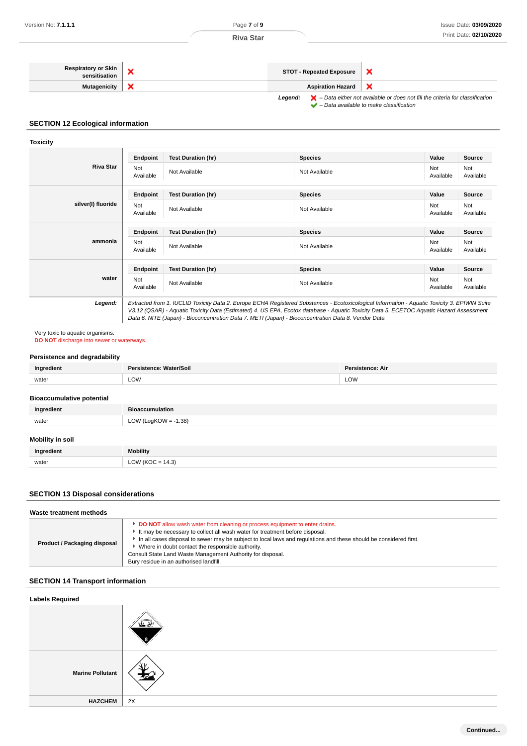| Respiratory or Skin sensitisation | ✘ | STOT - Repeated Exposure | ✘ |
|---|---|---|---|
| Mutagenicity | ✘ | Aspiration Hazard | ✘ |

*Legend:* ✘ – Data either not available or does not fill the criteria for classification
✔ – Data available to make classification

## SECTION 12 Ecological information

### Toxicity

| | Endpoint | Test Duration (hr) | Species | Value | Source |
|---|---|---|---|---|---|
| **Riva Star** | Not Available | Not Available | Not Available | Not Available | Not Available |
| **silver(I) fluoride** | Not Available | Not Available | Not Available | Not Available | Not Available |
| **ammonia** | Not Available | Not Available | Not Available | Not Available | Not Available |
| **water** | Not Available | Not Available | Not Available | Not Available | Not Available |
| ***Legend:*** | *Extracted from 1. IUCLID Toxicity Data 2. Europe ECHA Registered Substances - Ecotoxicological Information - Aquatic Toxicity 3. EPIWIN Suite V3.12 (QSAR) - Aquatic Toxicity Data (Estimated) 4. US EPA, Ecotox database - Aquatic Toxicity Data 5. ECETOC Aquatic Hazard Assessment Data 6. NITE (Japan) - Bioconcentration Data 7. METI (Japan) - Bioconcentration Data 8. Vendor Data* | | | | |

Very toxic to aquatic organisms.
**DO NOT** discharge into sewer or waterways.

### Persistence and degradability

| Ingredient | Persistence: Water/Soil | Persistence: Air |
|---|---|---|
| water | LOW | LOW |

### Bioaccumulative potential

| Ingredient | Bioaccumulation |
|---|---|
| water | LOW (LogKOW = -1.38) |

### Mobility in soil

| Ingredient | Mobility |
|---|---|
| water | LOW (KOC = 14.3) |

## SECTION 13 Disposal considerations

### Waste treatment methods

**Product / Packaging disposal**

- **DO NOT** allow wash water from cleaning or process equipment to enter drains.
- It may be necessary to collect all wash water for treatment before disposal.
- In all cases disposal to sewer may be subject to local laws and regulations and these should be considered first.
- Where in doubt contact the responsible authority.

Consult State Land Waste Management Authority for disposal.
Bury residue in an authorised landfill.

## SECTION 14 Transport information

### Labels Required

| | |
|---|---|
| | (Class 8 label) |
| **Marine Pollutant** | (Marine pollutant mark) |
| **HAZCHEM** | 2X |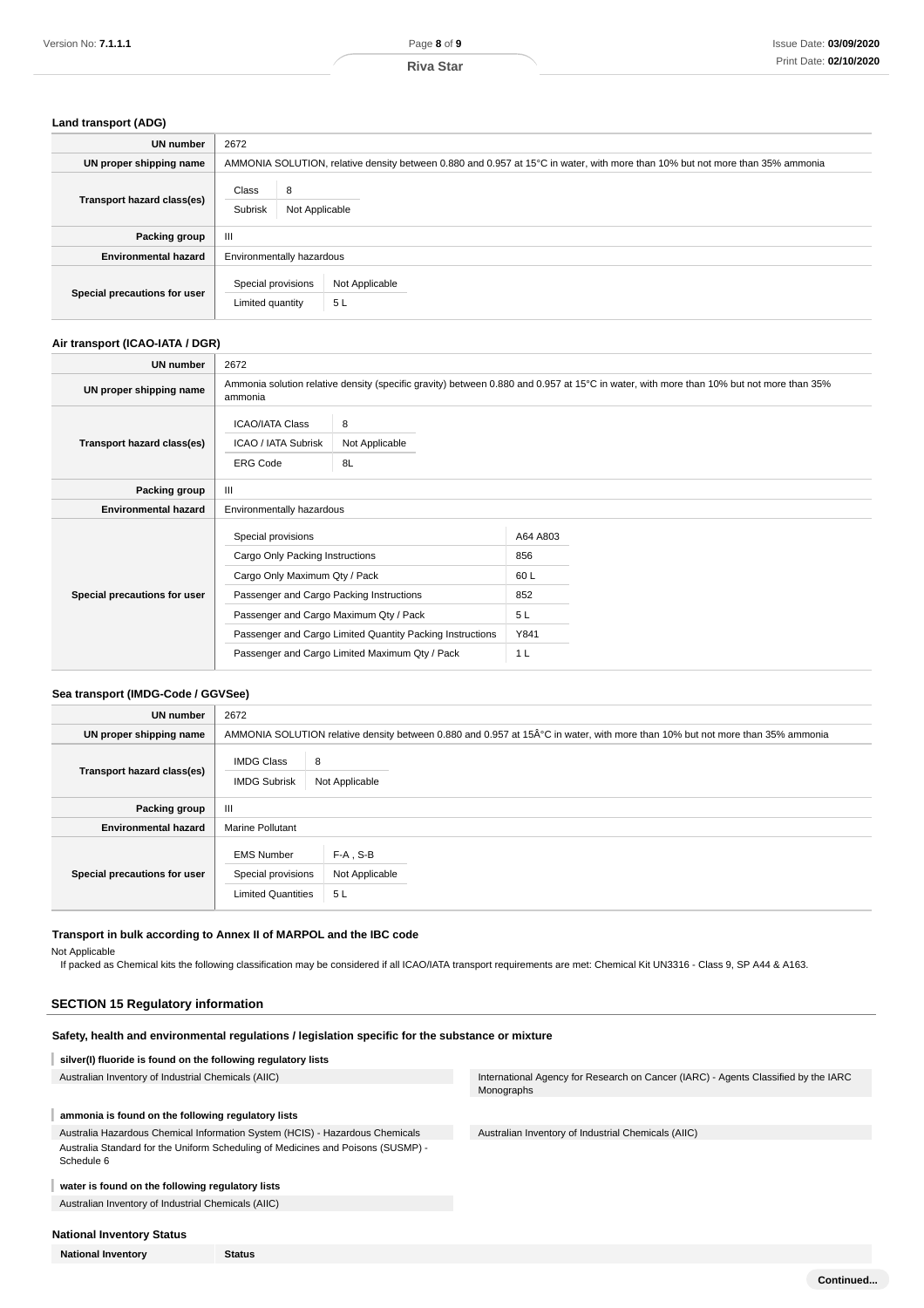### Land transport (ADG)

| | |
|---|---|
| **UN number** | 2672 |
| **UN proper shipping name** | AMMONIA SOLUTION, relative density between 0.880 and 0.957 at 15°C in water, with more than 10% but not more than 35% ammonia |
| **Transport hazard class(es)** | Class: 8<br>Subrisk: Not Applicable |
| **Packing group** | III |
| **Environmental hazard** | Environmentally hazardous |
| **Special precautions for user** | Special provisions: Not Applicable<br>Limited quantity: 5 L |

### Air transport (ICAO-IATA / DGR)

| | |
|---|---|
| **UN number** | 2672 |
| **UN proper shipping name** | Ammonia solution relative density (specific gravity) between 0.880 and 0.957 at 15°C in water, with more than 10% but not more than 35% ammonia |
| **Transport hazard class(es)** | ICAO/IATA Class: 8<br>ICAO / IATA Subrisk: Not Applicable<br>ERG Code: 8L |
| **Packing group** | III |
| **Environmental hazard** | Environmentally hazardous |
| **Special precautions for user** | Special provisions: A64 A803<br>Cargo Only Packing Instructions: 856<br>Cargo Only Maximum Qty / Pack: 60 L<br>Passenger and Cargo Packing Instructions: 852<br>Passenger and Cargo Maximum Qty / Pack: 5 L<br>Passenger and Cargo Limited Quantity Packing Instructions: Y841<br>Passenger and Cargo Limited Maximum Qty / Pack: 1 L |

### Sea transport (IMDG-Code / GGVSee)

| | |
|---|---|
| **UN number** | 2672 |
| **UN proper shipping name** | AMMONIA SOLUTION relative density between 0.880 and 0.957 at 15Â°C in water, with more than 10% but not more than 35% ammonia |
| **Transport hazard class(es)** | IMDG Class: 8<br>IMDG Subrisk: Not Applicable |
| **Packing group** | III |
| **Environmental hazard** | Marine Pollutant |
| **Special precautions for user** | EMS Number: F-A , S-B<br>Special provisions: Not Applicable<br>Limited Quantities: 5 L |

### Transport in bulk according to Annex II of MARPOL and the IBC code

Not Applicable

If packed as Chemical kits the following classification may be considered if all ICAO/IATA transport requirements are met: Chemical Kit UN3316 - Class 9, SP A44 & A163.

## SECTION 15 Regulatory information

### Safety, health and environmental regulations / legislation specific for the substance or mixture

**silver(I) fluoride is found on the following regulatory lists**

- Australian Inventory of Industrial Chemicals (AIIC)
- International Agency for Research on Cancer (IARC) - Agents Classified by the IARC Monographs

**ammonia is found on the following regulatory lists**

- Australia Hazardous Chemical Information System (HCIS) - Hazardous Chemicals
- Australia Standard for the Uniform Scheduling of Medicines and Poisons (SUSMP) - Schedule 6
- Australian Inventory of Industrial Chemicals (AIIC)

**water is found on the following regulatory lists**

- Australian Inventory of Industrial Chemicals (AIIC)

### National Inventory Status

| National Inventory | Status |
|---|---|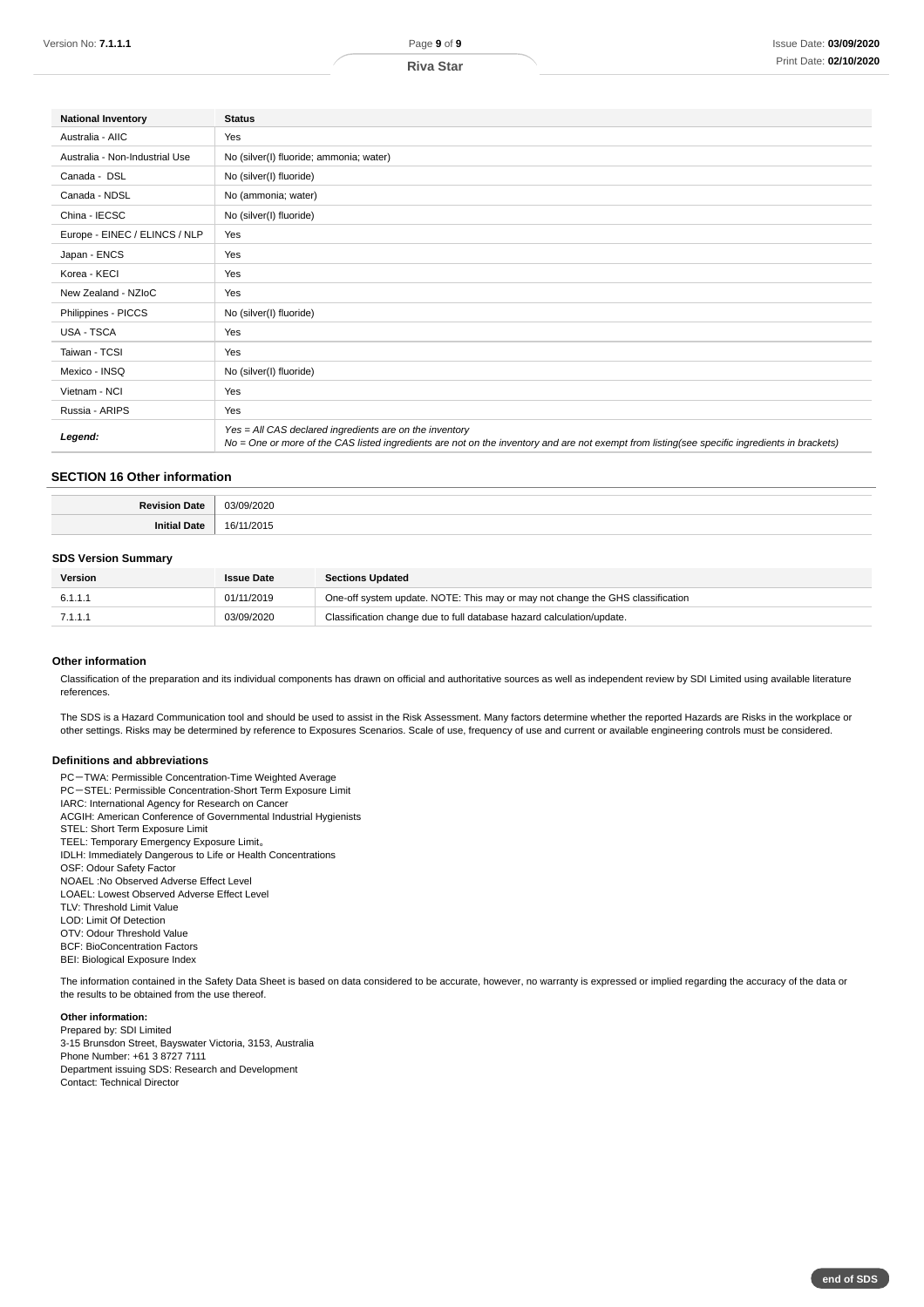| National Inventory | Status |
| --- | --- |
| Australia - AIIC | Yes |
| Australia - Non-Industrial Use | No (silver(I) fluoride; ammonia; water) |
| Canada - DSL | No (silver(I) fluoride) |
| Canada - NDSL | No (ammonia; water) |
| China - IECSC | No (silver(I) fluoride) |
| Europe - EINEC / ELINCS / NLP | Yes |
| Japan - ENCS | Yes |
| Korea - KECI | Yes |
| New Zealand - NZIoC | Yes |
| Philippines - PICCS | No (silver(I) fluoride) |
| USA - TSCA | Yes |
| Taiwan - TCSI | Yes |
| Mexico - INSQ | No (silver(I) fluoride) |
| Vietnam - NCI | Yes |
| Russia - ARIPS | Yes |
| ***Legend:*** | *Yes = All CAS declared ingredients are on the inventory*<br>*No = One or more of the CAS listed ingredients are not on the inventory and are not exempt from listing(see specific ingredients in brackets)* |

## SECTION 16 Other information

| | |
| --- | --- |
| **Revision Date** | 03/09/2020 |
| **Initial Date** | 16/11/2015 |

### SDS Version Summary

| Version | Issue Date | Sections Updated |
| --- | --- | --- |
| 6.1.1.1 | 01/11/2019 | One-off system update. NOTE: This may or may not change the GHS classification |
| 7.1.1.1 | 03/09/2020 | Classification change due to full database hazard calculation/update. |

### Other information

Classification of the preparation and its individual components has drawn on official and authoritative sources as well as independent review by SDI Limited using available literature references.

The SDS is a Hazard Communication tool and should be used to assist in the Risk Assessment. Many factors determine whether the reported Hazards are Risks in the workplace or other settings. Risks may be determined by reference to Exposures Scenarios. Scale of use, frequency of use and current or available engineering controls must be considered.

### Definitions and abbreviations

PC－TWA: Permissible Concentration-Time Weighted Average
PC－STEL: Permissible Concentration-Short Term Exposure Limit
IARC: International Agency for Research on Cancer
ACGIH: American Conference of Governmental Industrial Hygienists
STEL: Short Term Exposure Limit
TEEL: Temporary Emergency Exposure Limit。
IDLH: Immediately Dangerous to Life or Health Concentrations
OSF: Odour Safety Factor
NOAEL :No Observed Adverse Effect Level
LOAEL: Lowest Observed Adverse Effect Level
TLV: Threshold Limit Value
LOD: Limit Of Detection
OTV: Odour Threshold Value
BCF: BioConcentration Factors
BEI: Biological Exposure Index

The information contained in the Safety Data Sheet is based on data considered to be accurate, however, no warranty is expressed or implied regarding the accuracy of the data or the results to be obtained from the use thereof.

**Other information:**
Prepared by: SDI Limited
3-15 Brunsdon Street, Bayswater Victoria, 3153, Australia
Phone Number: +61 3 8727 7111
Department issuing SDS: Research and Development
Contact: Technical Director

end of SDS